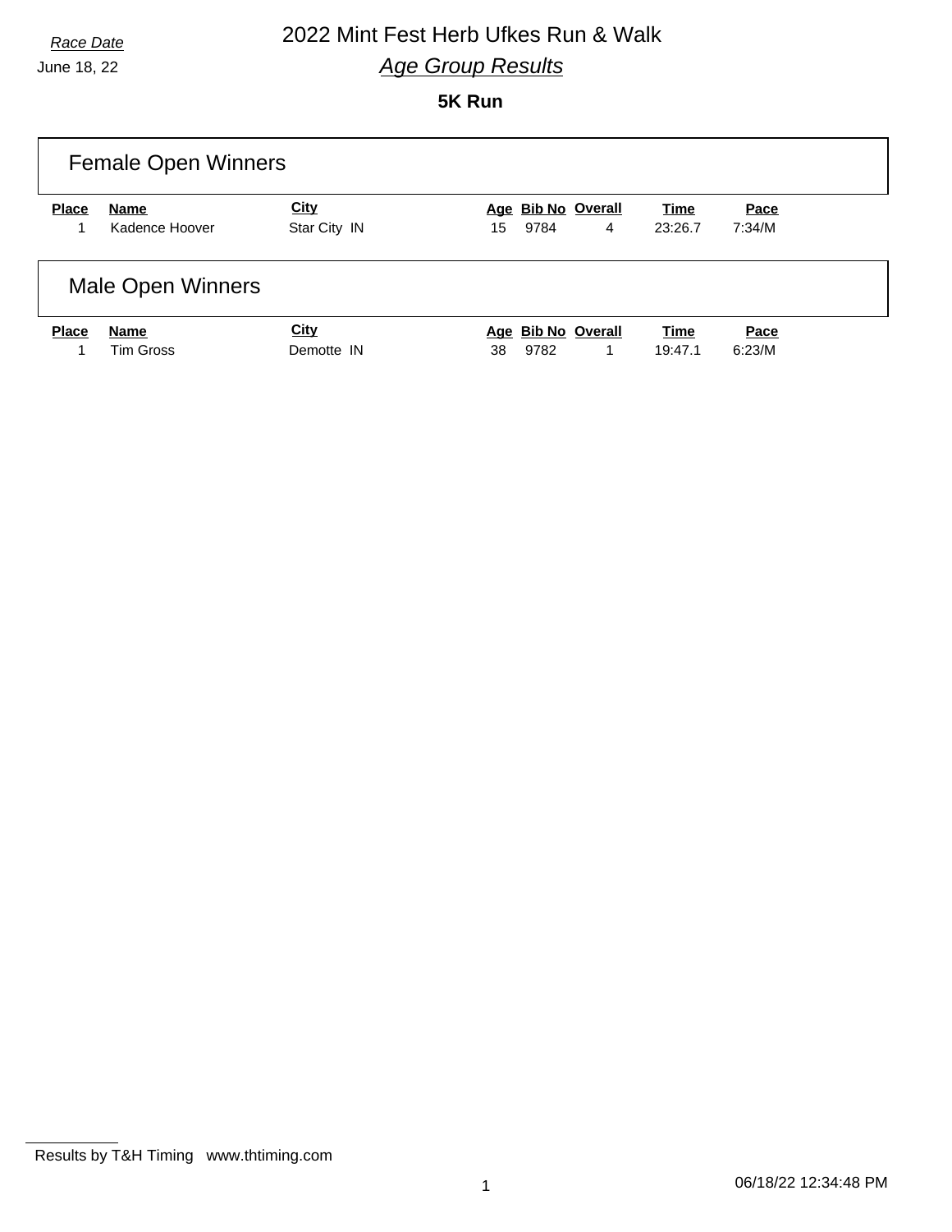*Race Date*

June 18, 22

# 2022 Mint Fest Herb Ufkes Run & Walk

## *Age Group Results*

### 5K Run

## Female Open Winners

| Place | Name | City | Age | Bib No | Overall | Time | Pace |
|---|---|---|---|---|---|---|---|
| 1 | Kadence Hoover | Star City IN | 15 | 9784 | 4 | 23:26.7 | 7:34/M |

## Male Open Winners

| Place | Name | City | Age | Bib No | Overall | Time | Pace |
|---|---|---|---|---|---|---|---|
| 1 | Tim Gross | Demotte IN | 38 | 9782 | 1 | 19:47.1 | 6:23/M |

Results by T&H Timing www.thtiming.com

06/18/22 12:34:48 PM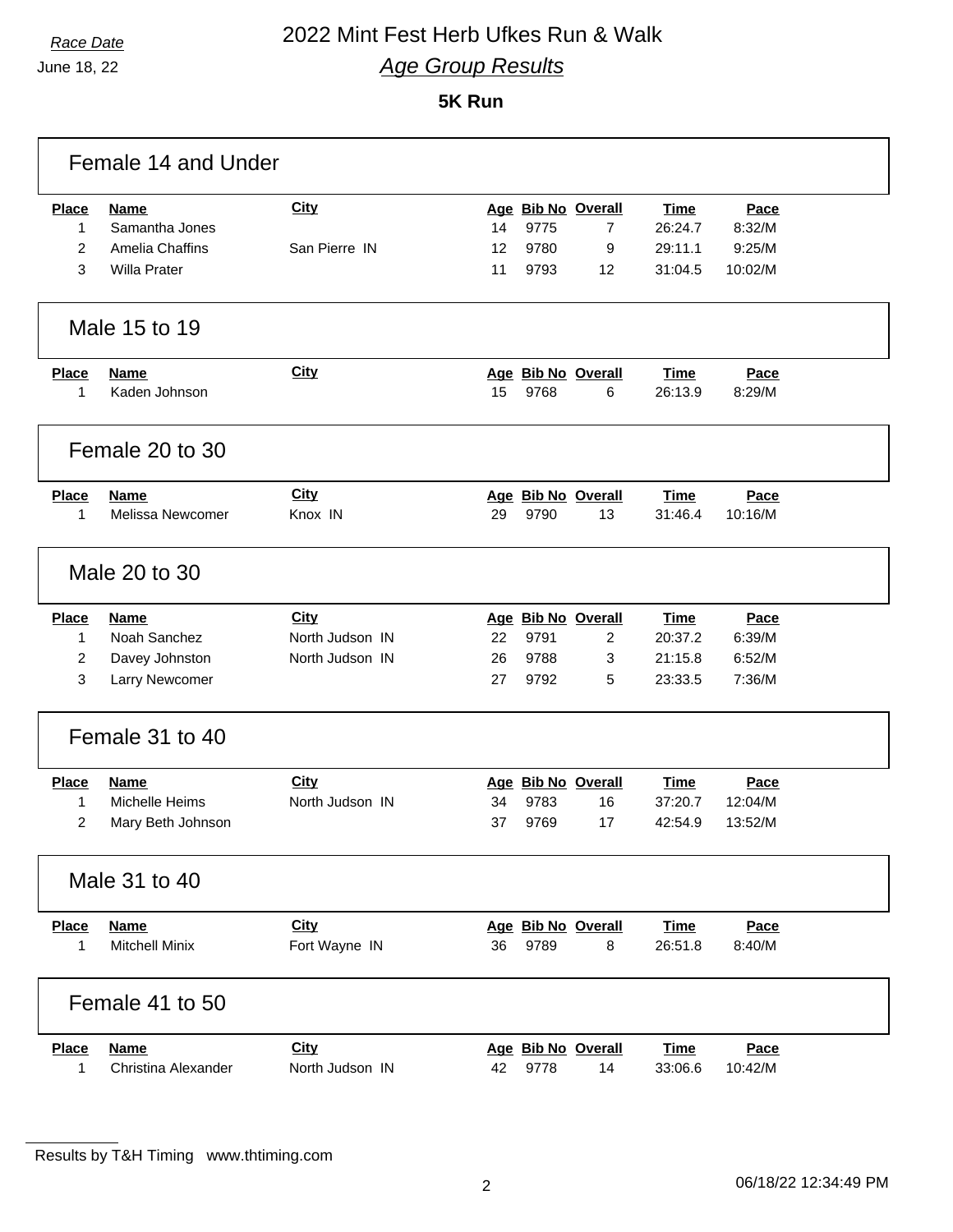*Race Date*

June 18, 22

# 2022 Mint Fest Herb Ufkes Run & Walk

## *Age Group Results*

**5K Run**

### Female 14 and Under

| Place | Name | City | Age | Bib No | Overall | Time | Pace |
|---|---|---|---|---|---|---|---|
| 1 | Samantha Jones | | 14 | 9775 | 7 | 26:24.7 | 8:32/M |
| 2 | Amelia Chaffins | San Pierre IN | 12 | 9780 | 9 | 29:11.1 | 9:25/M |
| 3 | Willa Prater | | 11 | 9793 | 12 | 31:04.5 | 10:02/M |

### Male 15 to 19

| Place | Name | City | Age | Bib No | Overall | Time | Pace |
|---|---|---|---|---|---|---|---|
| 1 | Kaden Johnson | | 15 | 9768 | 6 | 26:13.9 | 8:29/M |

### Female 20 to 30

| Place | Name | City | Age | Bib No | Overall | Time | Pace |
|---|---|---|---|---|---|---|---|
| 1 | Melissa Newcomer | Knox IN | 29 | 9790 | 13 | 31:46.4 | 10:16/M |

### Male 20 to 30

| Place | Name | City | Age | Bib No | Overall | Time | Pace |
|---|---|---|---|---|---|---|---|
| 1 | Noah Sanchez | North Judson IN | 22 | 9791 | 2 | 20:37.2 | 6:39/M |
| 2 | Davey Johnston | North Judson IN | 26 | 9788 | 3 | 21:15.8 | 6:52/M |
| 3 | Larry Newcomer | | 27 | 9792 | 5 | 23:33.5 | 7:36/M |

### Female 31 to 40

| Place | Name | City | Age | Bib No | Overall | Time | Pace |
|---|---|---|---|---|---|---|---|
| 1 | Michelle Heims | North Judson IN | 34 | 9783 | 16 | 37:20.7 | 12:04/M |
| 2 | Mary Beth Johnson | | 37 | 9769 | 17 | 42:54.9 | 13:52/M |

### Male 31 to 40

| Place | Name | City | Age | Bib No | Overall | Time | Pace |
|---|---|---|---|---|---|---|---|
| 1 | Mitchell Minix | Fort Wayne IN | 36 | 9789 | 8 | 26:51.8 | 8:40/M |

### Female 41 to 50

| Place | Name | City | Age | Bib No | Overall | Time | Pace |
|---|---|---|---|---|---|---|---|
| 1 | Christina Alexander | North Judson IN | 42 | 9778 | 14 | 33:06.6 | 10:42/M |

Results by T&H Timing www.thtiming.com

06/18/22 12:34:49 PM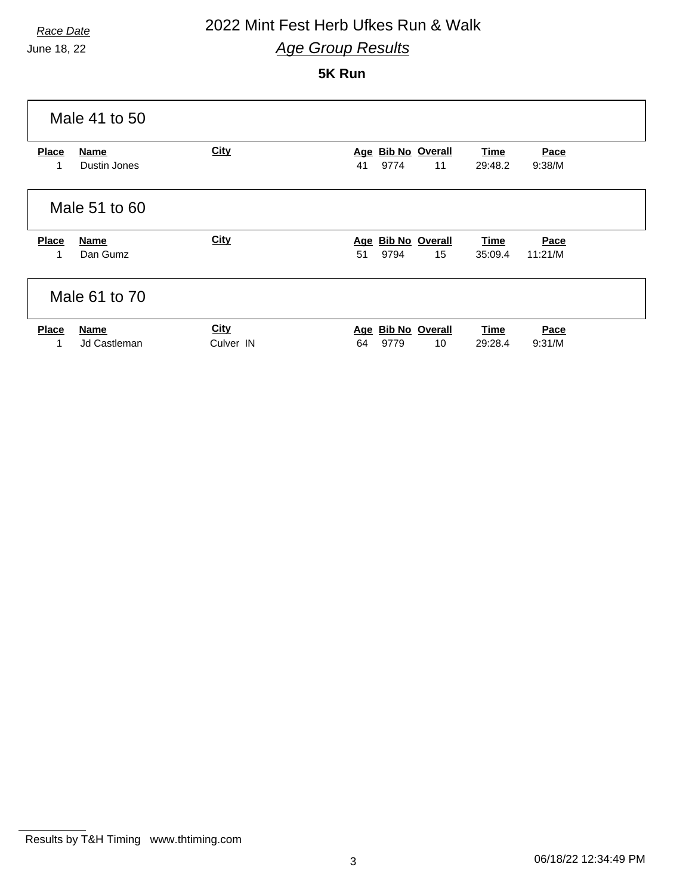*Race Date*

June 18, 22

# 2022 Mint Fest Herb Ufkes Run & Walk

## *Age Group Results*

### 5K Run

#### Male 41 to 50

| Place | Name | City | Age | Bib No | Overall | Time | Pace |
|---|---|---|---|---|---|---|---|
| 1 | Dustin Jones | | 41 | 9774 | 11 | 29:48.2 | 9:38/M |

#### Male 51 to 60

| Place | Name | City | Age | Bib No | Overall | Time | Pace |
|---|---|---|---|---|---|---|---|
| 1 | Dan Gumz | | 51 | 9794 | 15 | 35:09.4 | 11:21/M |

#### Male 61 to 70

| Place | Name | City | Age | Bib No | Overall | Time | Pace |
|---|---|---|---|---|---|---|---|
| 1 | Jd Castleman | Culver IN | 64 | 9779 | 10 | 29:28.4 | 9:31/M |

Results by T&H Timing www.thtiming.com

06/18/22 12:34:49 PM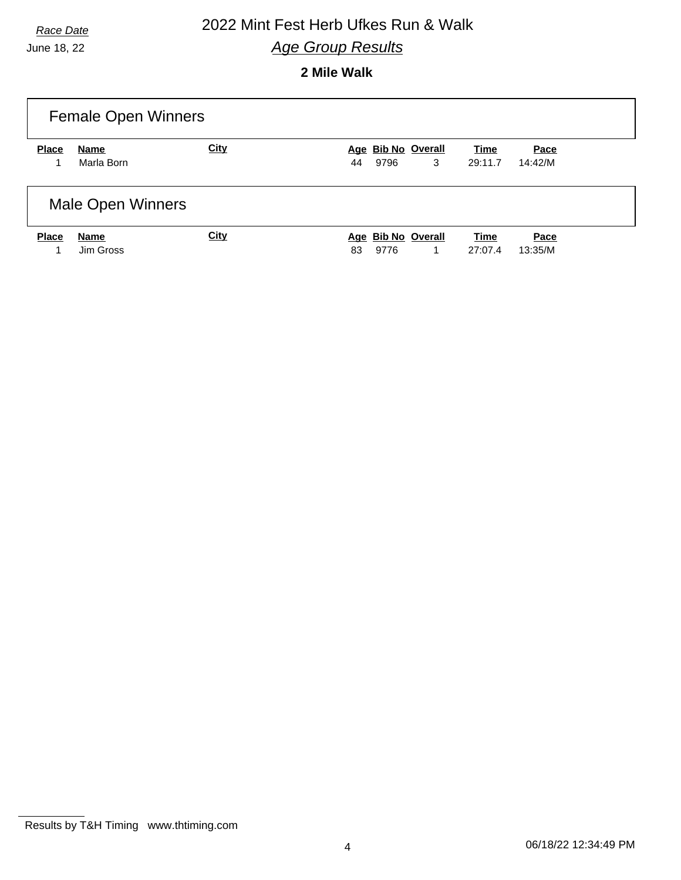*Race Date*

June 18, 22

# 2022 Mint Fest Herb Ufkes Run & Walk

## *Age Group Results*

### 2 Mile Walk

#### Female Open Winners

| Place | Name | City | Age | Bib No | Overall | Time | Pace |
|---|---|---|---|---|---|---|---|
| 1 | Marla Born | | 44 | 9796 | 3 | 29:11.7 | 14:42/M |

#### Male Open Winners

| Place | Name | City | Age | Bib No | Overall | Time | Pace |
|---|---|---|---|---|---|---|---|
| 1 | Jim Gross | | 83 | 9776 | 1 | 27:07.4 | 13:35/M |

Results by T&H Timing www.thtiming.com

06/18/22 12:34:49 PM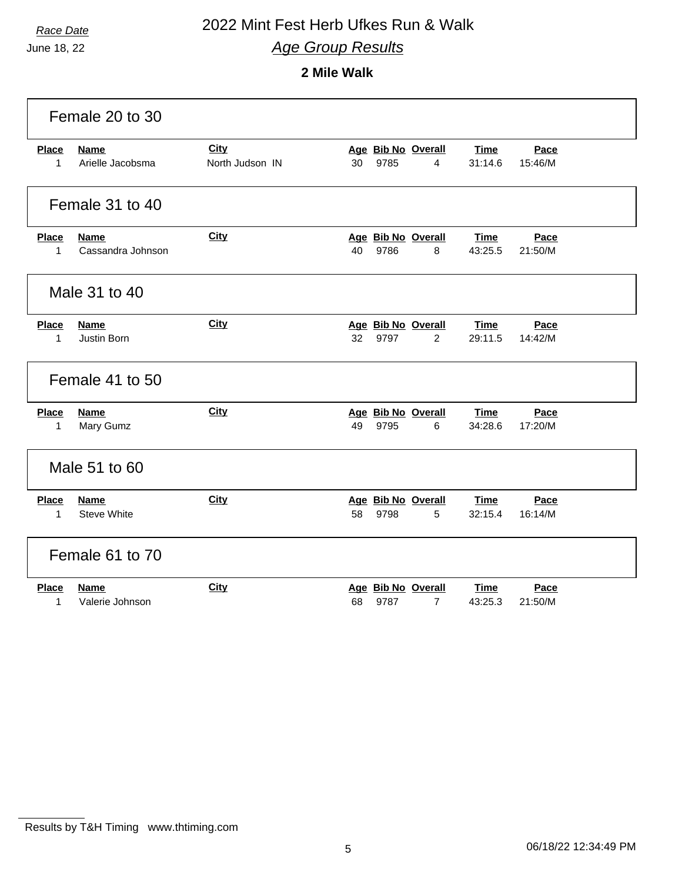Race Date

June 18, 22

# 2022 Mint Fest Herb Ufkes Run & Walk

## *Age Group Results*

### 2 Mile Walk

#### Female 20 to 30

| Place | Name | City | Age | Bib No | Overall | Time | Pace |
|---|---|---|---|---|---|---|---|
| 1 | Arielle Jacobsma | North Judson IN | 30 | 9785 | 4 | 31:14.6 | 15:46/M |

#### Female 31 to 40

| Place | Name | City | Age | Bib No | Overall | Time | Pace |
|---|---|---|---|---|---|---|---|
| 1 | Cassandra Johnson | | 40 | 9786 | 8 | 43:25.5 | 21:50/M |

#### Male 31 to 40

| Place | Name | City | Age | Bib No | Overall | Time | Pace |
|---|---|---|---|---|---|---|---|
| 1 | Justin Born | | 32 | 9797 | 2 | 29:11.5 | 14:42/M |

#### Female 41 to 50

| Place | Name | City | Age | Bib No | Overall | Time | Pace |
|---|---|---|---|---|---|---|---|
| 1 | Mary Gumz | | 49 | 9795 | 6 | 34:28.6 | 17:20/M |

#### Male 51 to 60

| Place | Name | City | Age | Bib No | Overall | Time | Pace |
|---|---|---|---|---|---|---|---|
| 1 | Steve White | | 58 | 9798 | 5 | 32:15.4 | 16:14/M |

#### Female 61 to 70

| Place | Name | City | Age | Bib No | Overall | Time | Pace |
|---|---|---|---|---|---|---|---|
| 1 | Valerie Johnson | | 68 | 9787 | 7 | 43:25.3 | 21:50/M |

Results by T&H Timing www.thtiming.com

06/18/22 12:34:49 PM